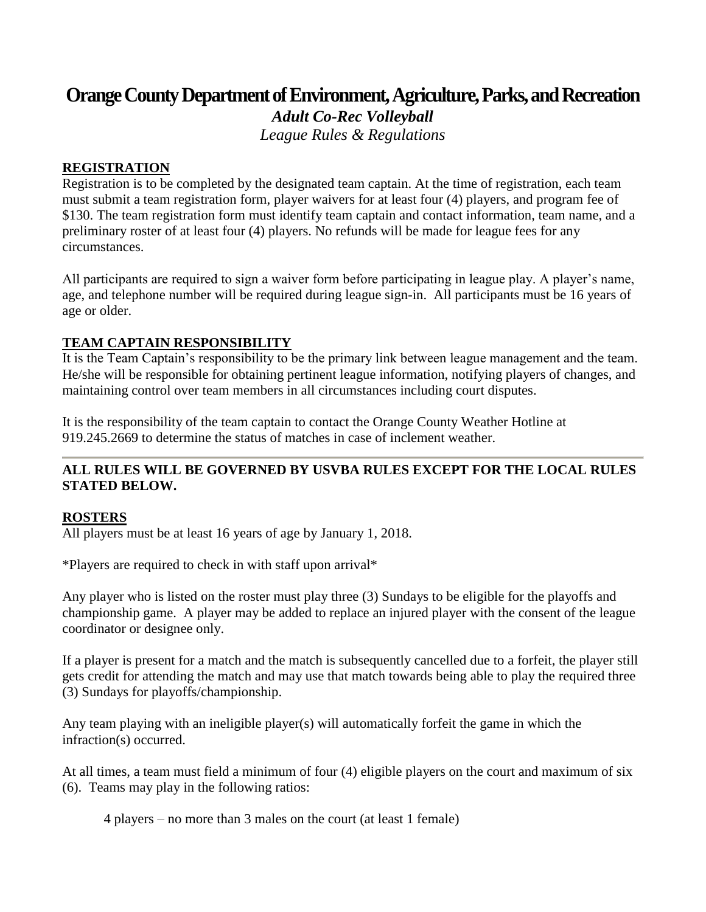# Orange County Department of Environment, Agriculture, Parks, and Recreation

***Adult Co-Rec Volleyball***

*League Rules & Regulations*

## REGISTRATION

Registration is to be completed by the designated team captain. At the time of registration, each team must submit a team registration form, player waivers for at least four (4) players, and program fee of $130. The team registration form must identify team captain and contact information, team name, and a preliminary roster of at least four (4) players. No refunds will be made for league fees for any circumstances.

All participants are required to sign a waiver form before participating in league play. A player's name, age, and telephone number will be required during league sign-in. All participants must be 16 years of age or older.

## TEAM CAPTAIN RESPONSIBILITY

It is the Team Captain's responsibility to be the primary link between league management and the team. He/she will be responsible for obtaining pertinent league information, notifying players of changes, and maintaining control over team members in all circumstances including court disputes.

It is the responsibility of the team captain to contact the Orange County Weather Hotline at 919.245.2669 to determine the status of matches in case of inclement weather.

---

**ALL RULES WILL BE GOVERNED BY USVBA RULES EXCEPT FOR THE LOCAL RULES STATED BELOW.**

## ROSTERS

All players must be at least 16 years of age by January 1, 2018.

*Players are required to check in with staff upon arrival*

Any player who is listed on the roster must play three (3) Sundays to be eligible for the playoffs and championship game. A player may be added to replace an injured player with the consent of the league coordinator or designee only.

If a player is present for a match and the match is subsequently cancelled due to a forfeit, the player still gets credit for attending the match and may use that match towards being able to play the required three (3) Sundays for playoffs/championship.

Any team playing with an ineligible player(s) will automatically forfeit the game in which the infraction(s) occurred.

At all times, a team must field a minimum of four (4) eligible players on the court and maximum of six (6). Teams may play in the following ratios:

4 players – no more than 3 males on the court (at least 1 female)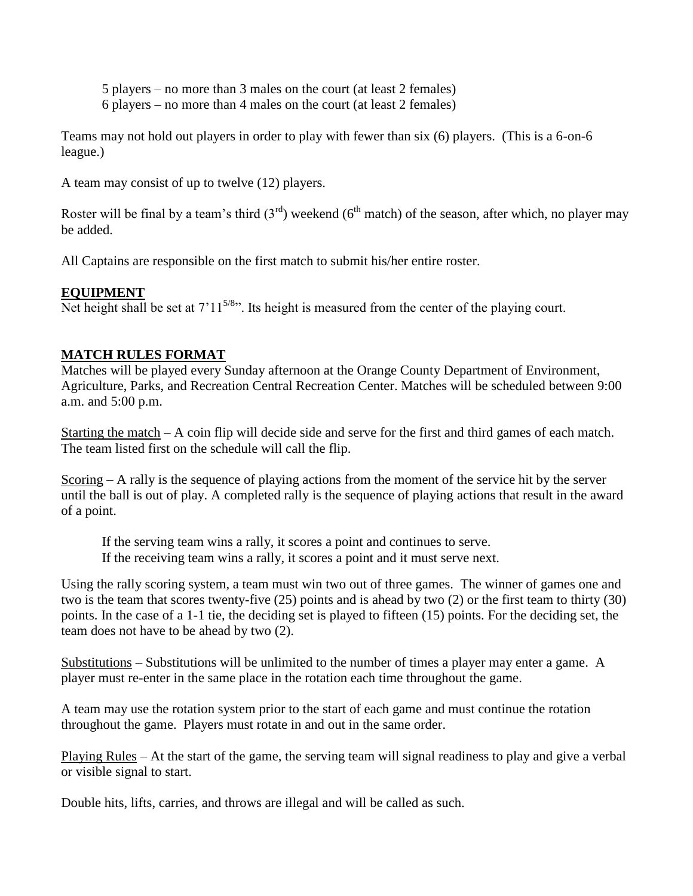5 players – no more than 3 males on the court (at least 2 females)
6 players – no more than 4 males on the court (at least 2 females)

Teams may not hold out players in order to play with fewer than six (6) players. (This is a 6-on-6 league.)

A team may consist of up to twelve (12) players.

Roster will be final by a team's third (3rd) weekend (6th match) of the season, after which, no player may be added.

All Captains are responsible on the first match to submit his/her entire roster.

**EQUIPMENT**

Net height shall be set at 7'11$^{5/8}$". Its height is measured from the center of the playing court.

**MATCH RULES FORMAT**

Matches will be played every Sunday afternoon at the Orange County Department of Environment, Agriculture, Parks, and Recreation Central Recreation Center. Matches will be scheduled between 9:00 a.m. and 5:00 p.m.

Starting the match – A coin flip will decide side and serve for the first and third games of each match. The team listed first on the schedule will call the flip.

Scoring – A rally is the sequence of playing actions from the moment of the service hit by the server until the ball is out of play. A completed rally is the sequence of playing actions that result in the award of a point.

If the serving team wins a rally, it scores a point and continues to serve.
If the receiving team wins a rally, it scores a point and it must serve next.

Using the rally scoring system, a team must win two out of three games. The winner of games one and two is the team that scores twenty-five (25) points and is ahead by two (2) or the first team to thirty (30) points. In the case of a 1-1 tie, the deciding set is played to fifteen (15) points. For the deciding set, the team does not have to be ahead by two (2).

Substitutions – Substitutions will be unlimited to the number of times a player may enter a game. A player must re-enter in the same place in the rotation each time throughout the game.

A team may use the rotation system prior to the start of each game and must continue the rotation throughout the game. Players must rotate in and out in the same order.

Playing Rules – At the start of the game, the serving team will signal readiness to play and give a verbal or visible signal to start.

Double hits, lifts, carries, and throws are illegal and will be called as such.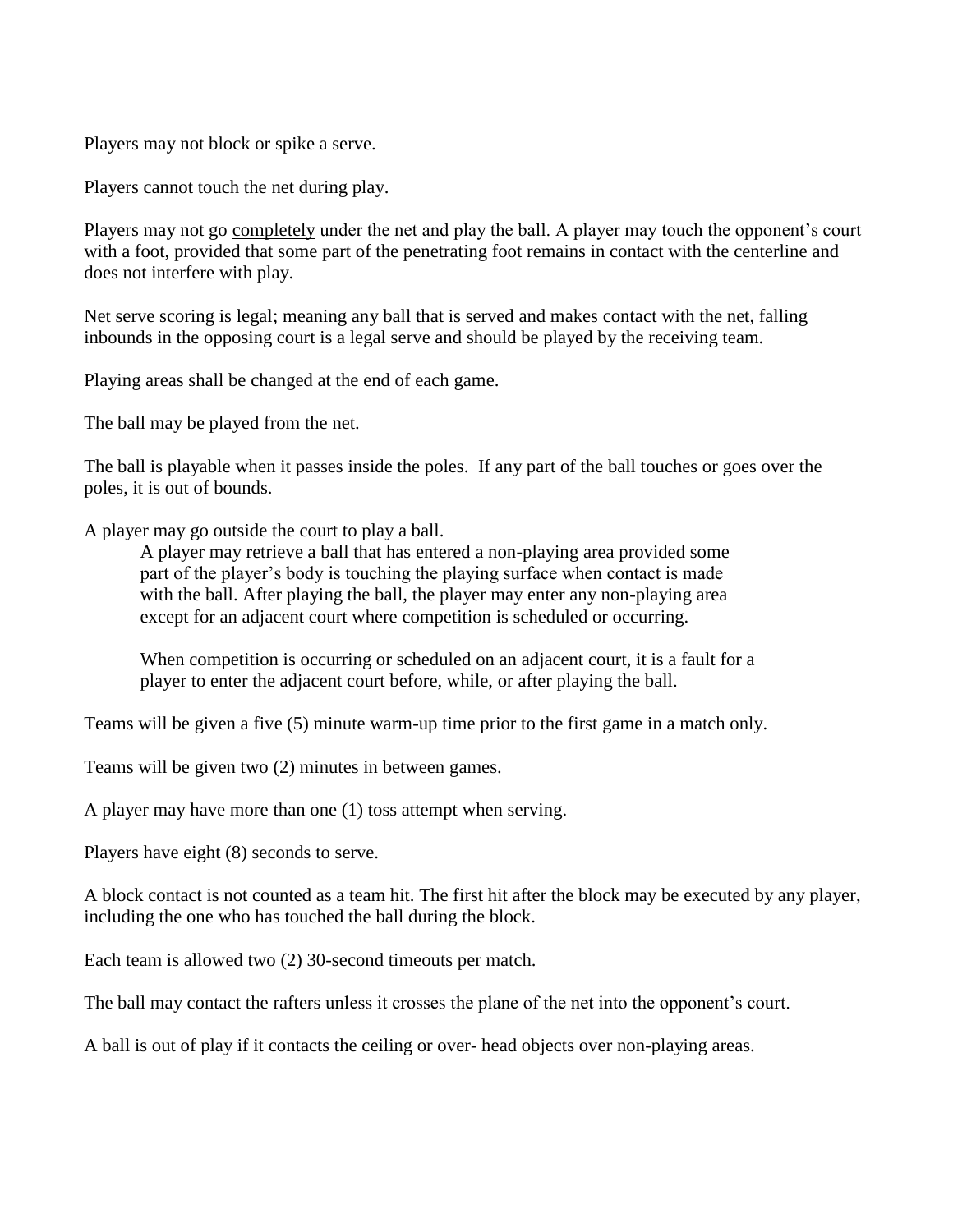Players may not block or spike a serve.

Players cannot touch the net during play.

Players may not go <u>completely</u> under the net and play the ball. A player may touch the opponent's court with a foot, provided that some part of the penetrating foot remains in contact with the centerline and does not interfere with play.

Net serve scoring is legal; meaning any ball that is served and makes contact with the net, falling inbounds in the opposing court is a legal serve and should be played by the receiving team.

Playing areas shall be changed at the end of each game.

The ball may be played from the net.

The ball is playable when it passes inside the poles. If any part of the ball touches or goes over the poles, it is out of bounds.

A player may go outside the court to play a ball.

> A player may retrieve a ball that has entered a non-playing area provided some part of the player's body is touching the playing surface when contact is made with the ball. After playing the ball, the player may enter any non-playing area except for an adjacent court where competition is scheduled or occurring.
>
> When competition is occurring or scheduled on an adjacent court, it is a fault for a player to enter the adjacent court before, while, or after playing the ball.

Teams will be given a five (5) minute warm-up time prior to the first game in a match only.

Teams will be given two (2) minutes in between games.

A player may have more than one (1) toss attempt when serving.

Players have eight (8) seconds to serve.

A block contact is not counted as a team hit. The first hit after the block may be executed by any player, including the one who has touched the ball during the block.

Each team is allowed two (2) 30-second timeouts per match.

The ball may contact the rafters unless it crosses the plane of the net into the opponent's court.

A ball is out of play if it contacts the ceiling or over- head objects over non-playing areas.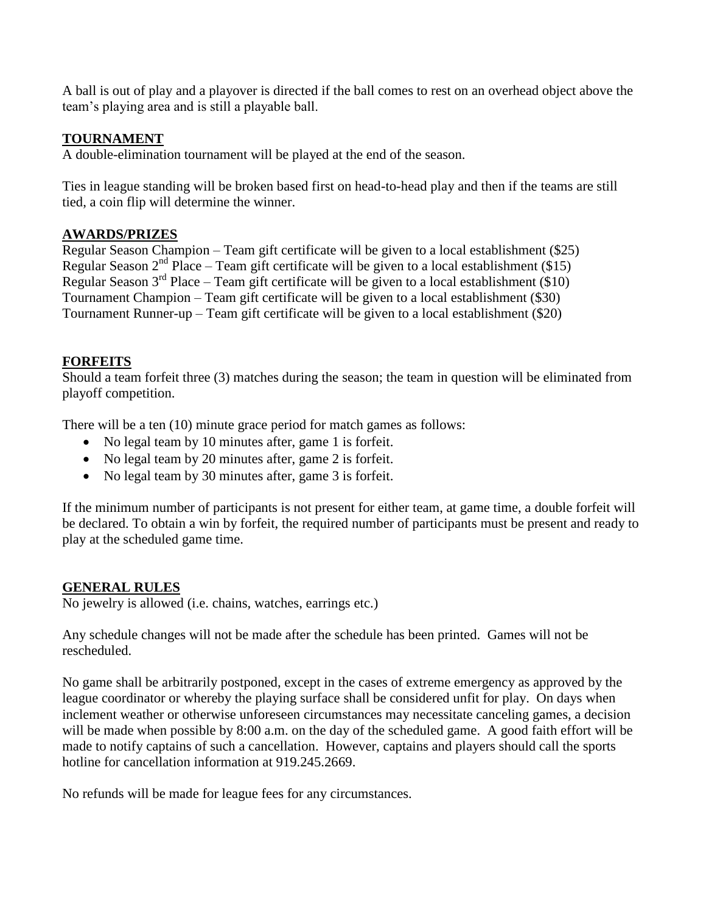A ball is out of play and a playover is directed if the ball comes to rest on an overhead object above the team's playing area and is still a playable ball.

## TOURNAMENT

A double-elimination tournament will be played at the end of the season.

Ties in league standing will be broken based first on head-to-head play and then if the teams are still tied, a coin flip will determine the winner.

## AWARDS/PRIZES

Regular Season Champion – Team gift certificate will be given to a local establishment ($25)
Regular Season 2nd Place – Team gift certificate will be given to a local establishment ($15)
Regular Season 3rd Place – Team gift certificate will be given to a local establishment ($10)
Tournament Champion – Team gift certificate will be given to a local establishment ($30)
Tournament Runner-up – Team gift certificate will be given to a local establishment ($20)

## FORFEITS

Should a team forfeit three (3) matches during the season; the team in question will be eliminated from playoff competition.

There will be a ten (10) minute grace period for match games as follows:

- No legal team by 10 minutes after, game 1 is forfeit.
- No legal team by 20 minutes after, game 2 is forfeit.
- No legal team by 30 minutes after, game 3 is forfeit.

If the minimum number of participants is not present for either team, at game time, a double forfeit will be declared. To obtain a win by forfeit, the required number of participants must be present and ready to play at the scheduled game time.

## GENERAL RULES

No jewelry is allowed (i.e. chains, watches, earrings etc.)

Any schedule changes will not be made after the schedule has been printed. Games will not be rescheduled.

No game shall be arbitrarily postponed, except in the cases of extreme emergency as approved by the league coordinator or whereby the playing surface shall be considered unfit for play. On days when inclement weather or otherwise unforeseen circumstances may necessitate canceling games, a decision will be made when possible by 8:00 a.m. on the day of the scheduled game. A good faith effort will be made to notify captains of such a cancellation. However, captains and players should call the sports hotline for cancellation information at 919.245.2669.

No refunds will be made for league fees for any circumstances.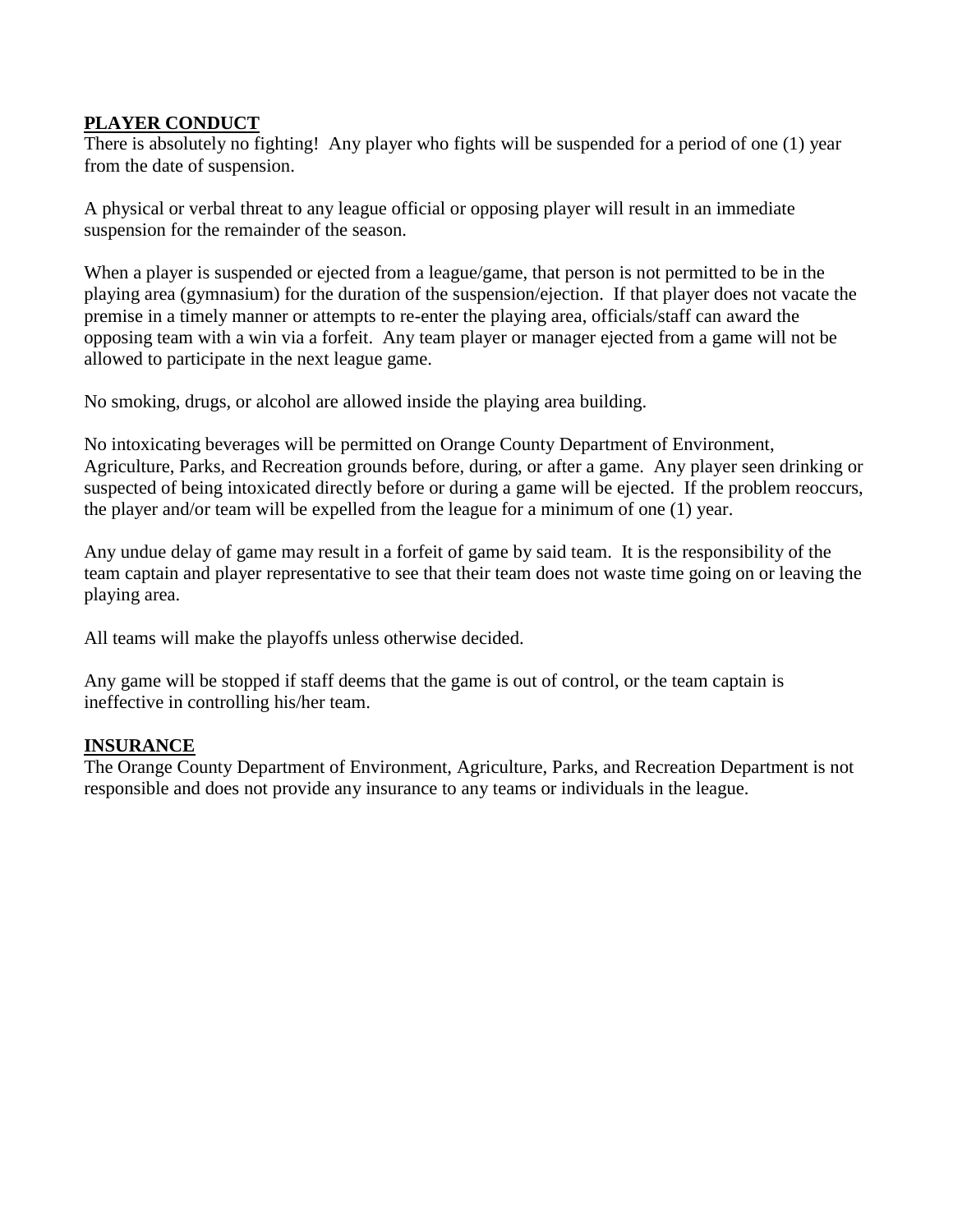## PLAYER CONDUCT

There is absolutely no fighting! Any player who fights will be suspended for a period of one (1) year from the date of suspension.

A physical or verbal threat to any league official or opposing player will result in an immediate suspension for the remainder of the season.

When a player is suspended or ejected from a league/game, that person is not permitted to be in the playing area (gymnasium) for the duration of the suspension/ejection. If that player does not vacate the premise in a timely manner or attempts to re-enter the playing area, officials/staff can award the opposing team with a win via a forfeit. Any team player or manager ejected from a game will not be allowed to participate in the next league game.

No smoking, drugs, or alcohol are allowed inside the playing area building.

No intoxicating beverages will be permitted on Orange County Department of Environment, Agriculture, Parks, and Recreation grounds before, during, or after a game. Any player seen drinking or suspected of being intoxicated directly before or during a game will be ejected. If the problem reoccurs, the player and/or team will be expelled from the league for a minimum of one (1) year.

Any undue delay of game may result in a forfeit of game by said team. It is the responsibility of the team captain and player representative to see that their team does not waste time going on or leaving the playing area.

All teams will make the playoffs unless otherwise decided.

Any game will be stopped if staff deems that the game is out of control, or the team captain is ineffective in controlling his/her team.

## INSURANCE

The Orange County Department of Environment, Agriculture, Parks, and Recreation Department is not responsible and does not provide any insurance to any teams or individuals in the league.